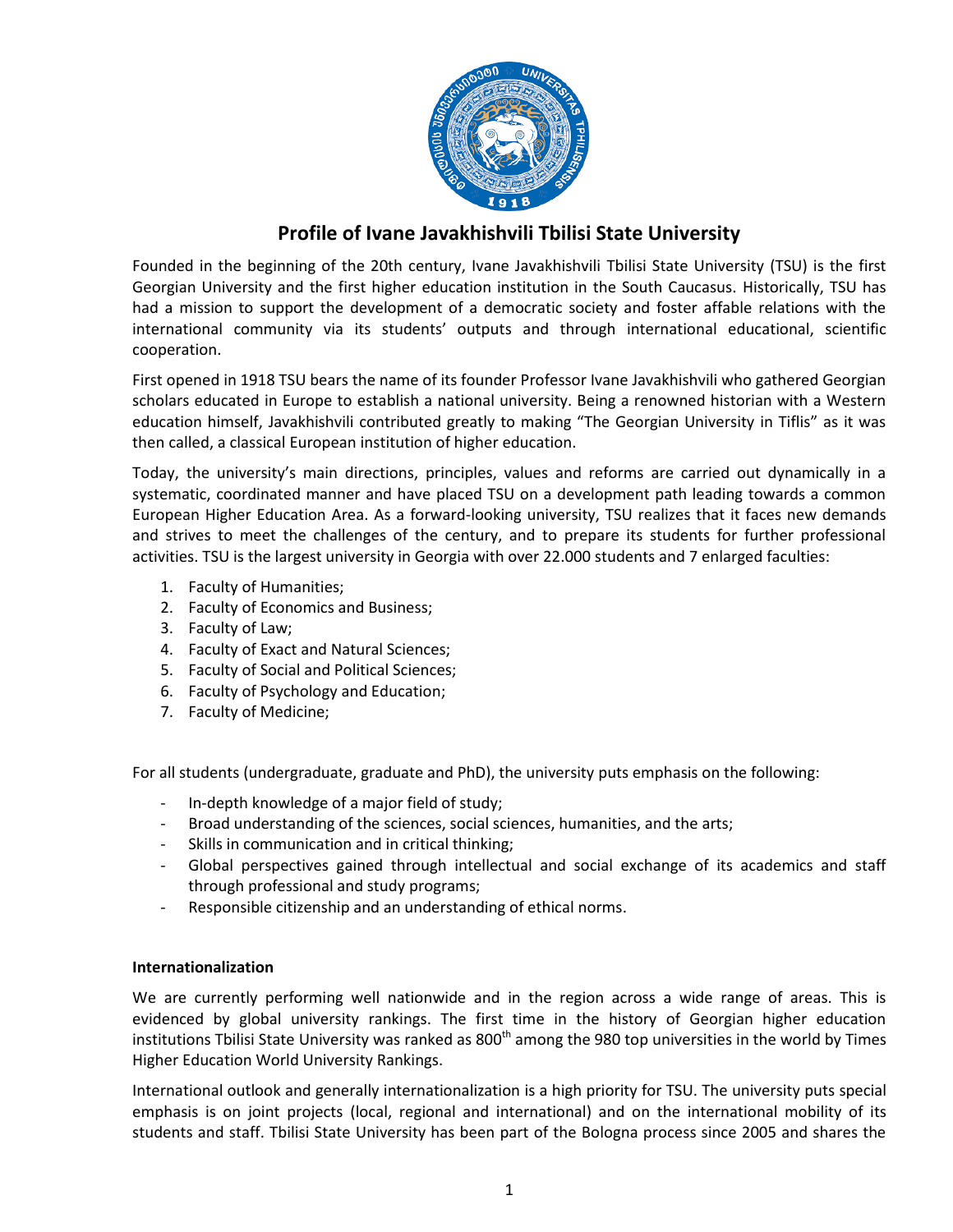# Profile of Ivane Javakhishvili Tbilisi State University

Founded in the beginning of the 20th century, Ivane Javakhishvili Tbilisi State University (TSU) is the first Georgian University and the first higher education institution in the South Caucasus. Historically, TSU has had a mission to support the development of a democratic society and foster affable relations with the international community via its students' outputs and through international educational, scientific cooperation.

First opened in 1918 TSU bears the name of its founder Professor Ivane Javakhishvili who gathered Georgian scholars educated in Europe to establish a national university. Being a renowned historian with a Western education himself, Javakhishvili contributed greatly to making "The Georgian University in Tiflis" as it was then called, a classical European institution of higher education.

Today, the university's main directions, principles, values and reforms are carried out dynamically in a systematic, coordinated manner and have placed TSU on a development path leading towards a common European Higher Education Area. As a forward-looking university, TSU realizes that it faces new demands and strives to meet the challenges of the century, and to prepare its students for further professional activities. TSU is the largest university in Georgia with over 22.000 students and 7 enlarged faculties:

1. Faculty of Humanities;
2. Faculty of Economics and Business;
3. Faculty of Law;
4. Faculty of Exact and Natural Sciences;
5. Faculty of Social and Political Sciences;
6. Faculty of Psychology and Education;
7. Faculty of Medicine;

For all students (undergraduate, graduate and PhD), the university puts emphasis on the following:

- In-depth knowledge of a major field of study;
- Broad understanding of the sciences, social sciences, humanities, and the arts;
- Skills in communication and in critical thinking;
- Global perspectives gained through intellectual and social exchange of its academics and staff through professional and study programs;
- Responsible citizenship and an understanding of ethical norms.

**Internationalization**

We are currently performing well nationwide and in the region across a wide range of areas. This is evidenced by global university rankings. The first time in the history of Georgian higher education institutions Tbilisi State University was ranked as 800th among the 980 top universities in the world by Times Higher Education World University Rankings.

International outlook and generally internationalization is a high priority for TSU. The university puts special emphasis is on joint projects (local, regional and international) and on the international mobility of its students and staff. Tbilisi State University has been part of the Bologna process since 2005 and shares the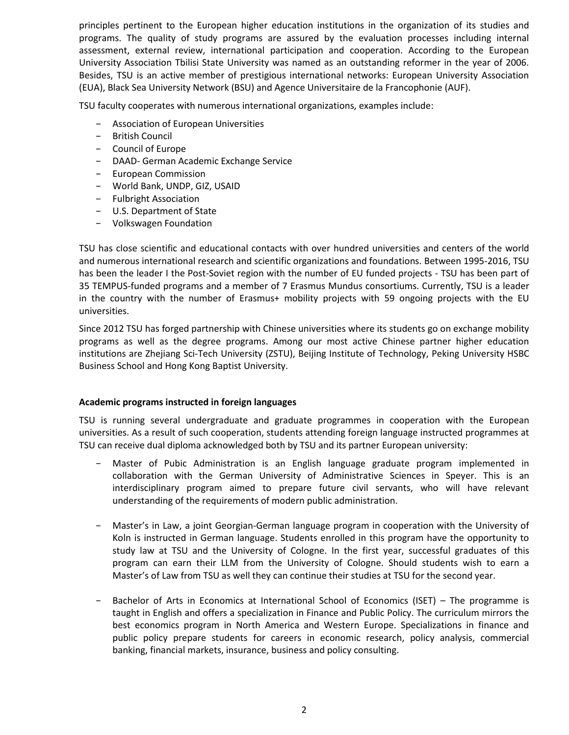principles pertinent to the European higher education institutions in the organization of its studies and programs. The quality of study programs are assured by the evaluation processes including internal assessment, external review, international participation and cooperation. According to the European University Association Tbilisi State University was named as an outstanding reformer in the year of 2006. Besides, TSU is an active member of prestigious international networks: European University Association (EUA), Black Sea University Network (BSU) and Agence Universitaire de la Francophonie (AUF).

TSU faculty cooperates with numerous international organizations, examples include:

- Association of European Universities
- British Council
- Council of Europe
- DAAD- German Academic Exchange Service
- European Commission
- World Bank, UNDP, GIZ, USAID
- Fulbright Association
- U.S. Department of State
- Volkswagen Foundation

TSU has close scientific and educational contacts with over hundred universities and centers of the world and numerous international research and scientific organizations and foundations. Between 1995-2016, TSU has been the leader I the Post-Soviet region with the number of EU funded projects - TSU has been part of 35 TEMPUS-funded programs and a member of 7 Erasmus Mundus consortiums. Currently, TSU is a leader in the country with the number of Erasmus+ mobility projects with 59 ongoing projects with the EU universities.

Since 2012 TSU has forged partnership with Chinese universities where its students go on exchange mobility programs as well as the degree programs. Among our most active Chinese partner higher education institutions are Zhejiang Sci-Tech University (ZSTU), Beijing Institute of Technology, Peking University HSBC Business School and Hong Kong Baptist University.

**Academic programs instructed in foreign languages**

TSU is running several undergraduate and graduate programmes in cooperation with the European universities. As a result of such cooperation, students attending foreign language instructed programmes at TSU can receive dual diploma acknowledged both by TSU and its partner European university:

- Master of Pubic Administration is an English language graduate program implemented in collaboration with the German University of Administrative Sciences in Speyer. This is an interdisciplinary program aimed to prepare future civil servants, who will have relevant understanding of the requirements of modern public administration.

- Master's in Law, a joint Georgian-German language program in cooperation with the University of Koln is instructed in German language. Students enrolled in this program have the opportunity to study law at TSU and the University of Cologne. In the first year, successful graduates of this program can earn their LLM from the University of Cologne. Should students wish to earn a Master's of Law from TSU as well they can continue their studies at TSU for the second year.

- Bachelor of Arts in Economics at International School of Economics (ISET) – The programme is taught in English and offers a specialization in Finance and Public Policy. The curriculum mirrors the best economics program in North America and Western Europe. Specializations in finance and public policy prepare students for careers in economic research, policy analysis, commercial banking, financial markets, insurance, business and policy consulting.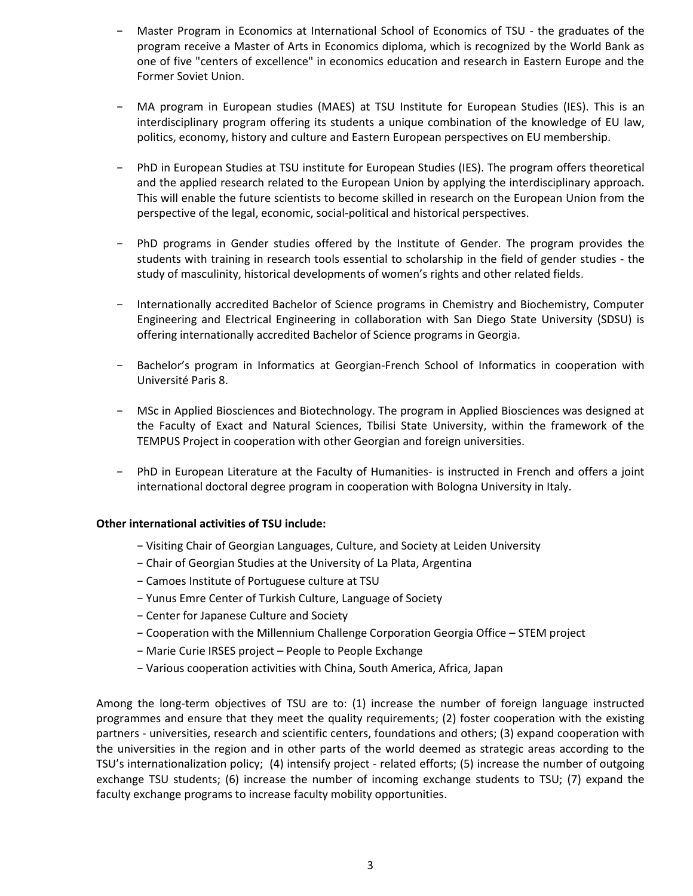- Master Program in Economics at International School of Economics of TSU - the graduates of the program receive a Master of Arts in Economics diploma, which is recognized by the World Bank as one of five "centers of excellence" in economics education and research in Eastern Europe and the Former Soviet Union.

- MA program in European studies (MAES) at TSU Institute for European Studies (IES). This is an interdisciplinary program offering its students a unique combination of the knowledge of EU law, politics, economy, history and culture and Eastern European perspectives on EU membership.

- PhD in European Studies at TSU institute for European Studies (IES). The program offers theoretical and the applied research related to the European Union by applying the interdisciplinary approach. This will enable the future scientists to become skilled in research on the European Union from the perspective of the legal, economic, social-political and historical perspectives.

- PhD programs in Gender studies offered by the Institute of Gender. The program provides the students with training in research tools essential to scholarship in the field of gender studies - the study of masculinity, historical developments of women's rights and other related fields.

- Internationally accredited Bachelor of Science programs in Chemistry and Biochemistry, Computer Engineering and Electrical Engineering in collaboration with San Diego State University (SDSU) is offering internationally accredited Bachelor of Science programs in Georgia.

- Bachelor's program in Informatics at Georgian-French School of Informatics in cooperation with Université Paris 8.

- MSc in Applied Biosciences and Biotechnology. The program in Applied Biosciences was designed at the Faculty of Exact and Natural Sciences, Tbilisi State University, within the framework of the TEMPUS Project in cooperation with other Georgian and foreign universities.

- PhD in European Literature at the Faculty of Humanities- is instructed in French and offers a joint international doctoral degree program in cooperation with Bologna University in Italy.

**Other international activities of TSU include:**

- Visiting Chair of Georgian Languages, Culture, and Society at Leiden University
- Chair of Georgian Studies at the University of La Plata, Argentina
- Camoes Institute of Portuguese culture at TSU
- Yunus Emre Center of Turkish Culture, Language of Society
- Center for Japanese Culture and Society
- Cooperation with the Millennium Challenge Corporation Georgia Office – STEM project
- Marie Curie IRSES project – People to People Exchange
- Various cooperation activities with China, South America, Africa, Japan

Among the long-term objectives of TSU are to: (1) increase the number of foreign language instructed programmes and ensure that they meet the quality requirements; (2) foster cooperation with the existing partners - universities, research and scientific centers, foundations and others; (3) expand cooperation with the universities in the region and in other parts of the world deemed as strategic areas according to the TSU's internationalization policy; (4) intensify project - related efforts; (5) increase the number of outgoing exchange TSU students; (6) increase the number of incoming exchange students to TSU; (7) expand the faculty exchange programs to increase faculty mobility opportunities.